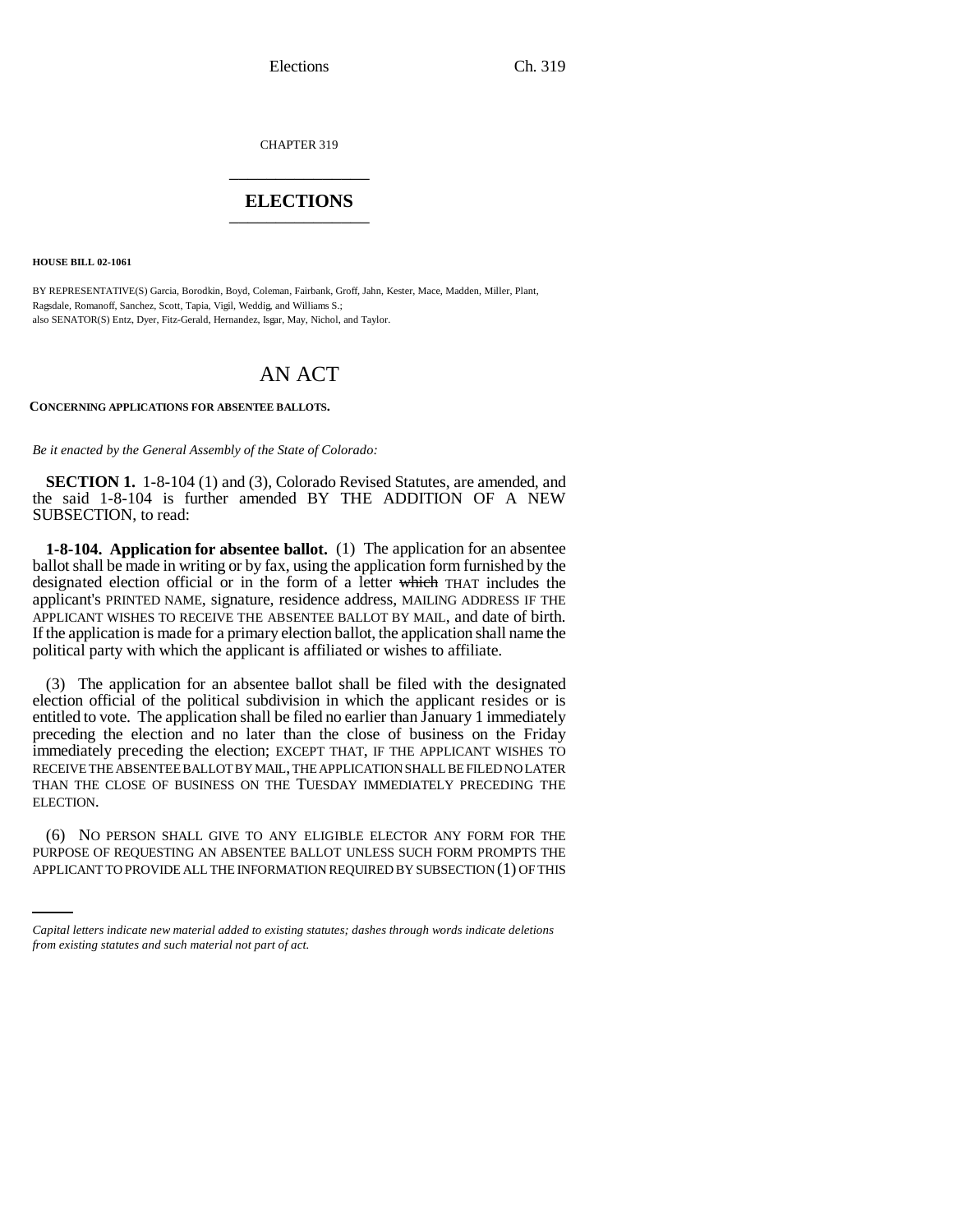CHAPTER 319

# ELECTIONS

**HOUSE BILL 02-1061**

BY REPRESENTATIVE(S) Garcia, Borodkin, Boyd, Coleman, Fairbank, Groff, Jahn, Kester, Mace, Madden, Miller, Plant, Ragsdale, Romanoff, Sanchez, Scott, Tapia, Vigil, Weddig, and Williams S.;
also SENATOR(S) Entz, Dyer, Fitz-Gerald, Hernandez, Isgar, May, Nichol, and Taylor.

# AN ACT

**CONCERNING APPLICATIONS FOR ABSENTEE BALLOTS.**

*Be it enacted by the General Assembly of the State of Colorado:*

**SECTION 1.** 1-8-104 (1) and (3), Colorado Revised Statutes, are amended, and the said 1-8-104 is further amended BY THE ADDITION OF A NEW SUBSECTION, to read:

**1-8-104. Application for absentee ballot.** (1) The application for an absentee ballot shall be made in writing or by fax, using the application form furnished by the designated election official or in the form of a letter ~~which~~ THAT includes the applicant's PRINTED NAME, signature, residence address, MAILING ADDRESS IF THE APPLICANT WISHES TO RECEIVE THE ABSENTEE BALLOT BY MAIL, and date of birth. If the application is made for a primary election ballot, the application shall name the political party with which the applicant is affiliated or wishes to affiliate.

(3) The application for an absentee ballot shall be filed with the designated election official of the political subdivision in which the applicant resides or is entitled to vote. The application shall be filed no earlier than January 1 immediately preceding the election and no later than the close of business on the Friday immediately preceding the election; EXCEPT THAT, IF THE APPLICANT WISHES TO RECEIVE THE ABSENTEE BALLOT BY MAIL, THE APPLICATION SHALL BE FILED NO LATER THAN THE CLOSE OF BUSINESS ON THE TUESDAY IMMEDIATELY PRECEDING THE ELECTION.

(6) NO PERSON SHALL GIVE TO ANY ELIGIBLE ELECTOR ANY FORM FOR THE PURPOSE OF REQUESTING AN ABSENTEE BALLOT UNLESS SUCH FORM PROMPTS THE APPLICANT TO PROVIDE ALL THE INFORMATION REQUIRED BY SUBSECTION (1) OF THIS

*Capital letters indicate new material added to existing statutes; dashes through words indicate deletions from existing statutes and such material not part of act.*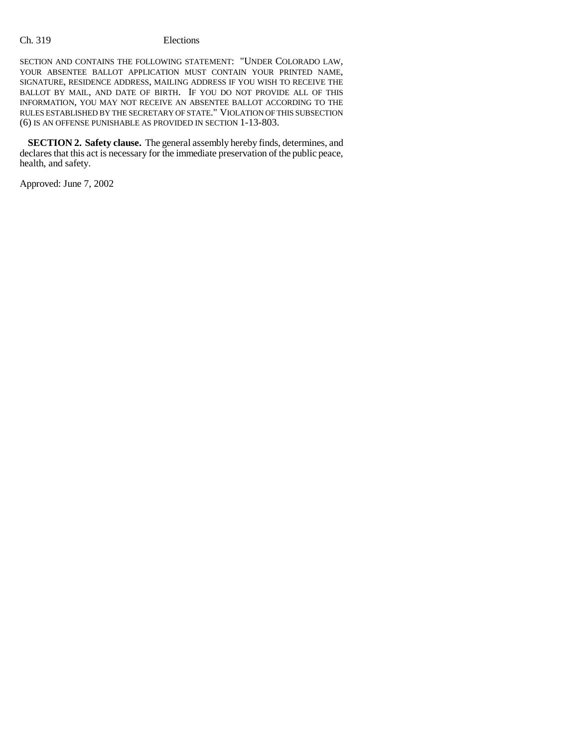SECTION AND CONTAINS THE FOLLOWING STATEMENT: "UNDER COLORADO LAW, YOUR ABSENTEE BALLOT APPLICATION MUST CONTAIN YOUR PRINTED NAME, SIGNATURE, RESIDENCE ADDRESS, MAILING ADDRESS IF YOU WISH TO RECEIVE THE BALLOT BY MAIL, AND DATE OF BIRTH. IF YOU DO NOT PROVIDE ALL OF THIS INFORMATION, YOU MAY NOT RECEIVE AN ABSENTEE BALLOT ACCORDING TO THE RULES ESTABLISHED BY THE SECRETARY OF STATE." VIOLATION OF THIS SUBSECTION (6) IS AN OFFENSE PUNISHABLE AS PROVIDED IN SECTION 1-13-803.

**SECTION 2. Safety clause.** The general assembly hereby finds, determines, and declares that this act is necessary for the immediate preservation of the public peace, health, and safety.

Approved: June 7, 2002